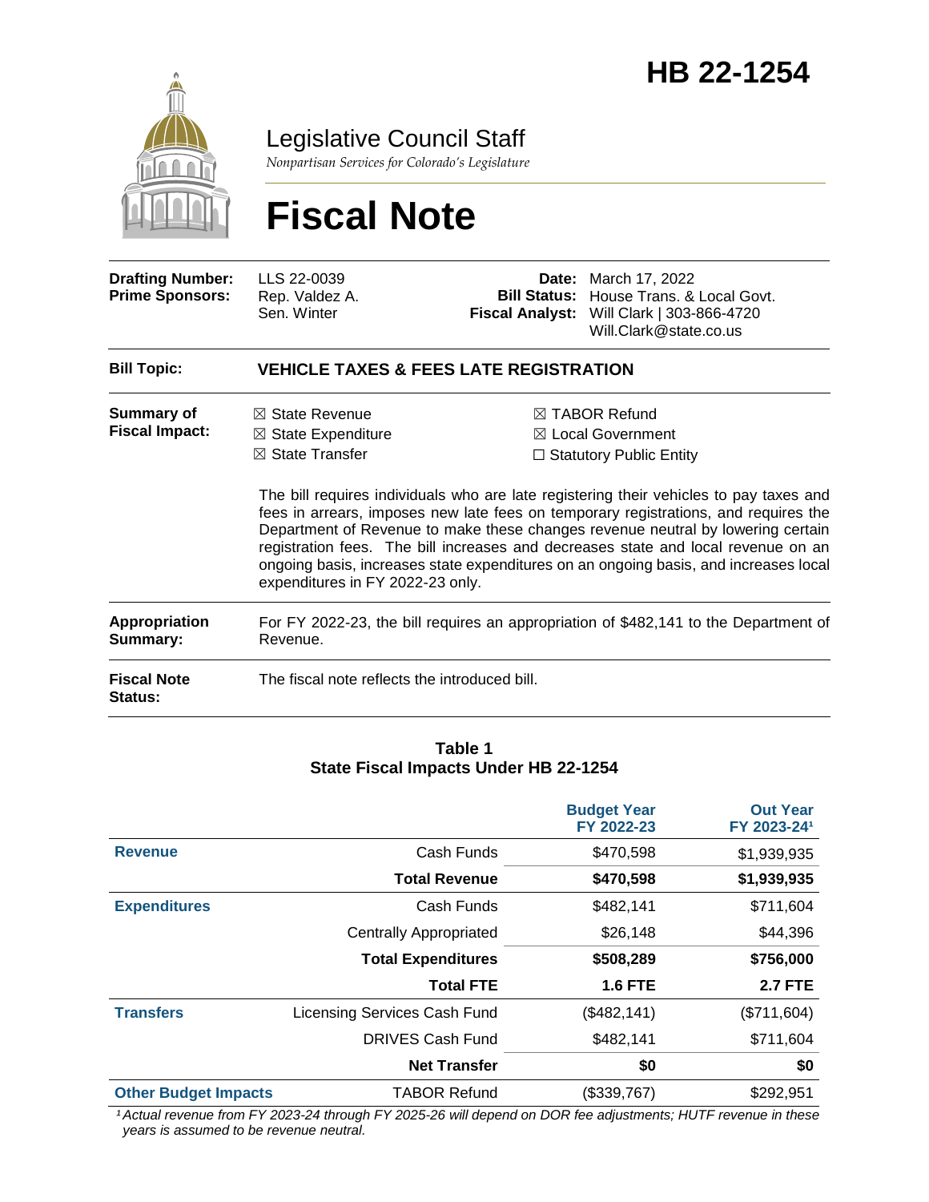# HB 22-1254

## Legislative Council Staff

*Nonpartisan Services for Colorado's Legislature*

# Fiscal Note

| | | | |
|---|---|---|---|
| **Drafting Number:** | LLS 22-0039 | **Date:** | March 17, 2022 |
| **Prime Sponsors:** | Rep. Valdez A.<br>Sen. Winter | **Bill Status:** | House Trans. & Local Govt. |
| | | **Fiscal Analyst:** | Will Clark \| 303-866-4720<br>Will.Clark@state.co.us |

**Bill Topic:** **VEHICLE TAXES & FEES LATE REGISTRATION**

**Summary of Fiscal Impact:**

- ☒ State Revenue
- ☒ State Expenditure
- ☒ State Transfer
- ☒ TABOR Refund
- ☒ Local Government
- ☐ Statutory Public Entity

The bill requires individuals who are late registering their vehicles to pay taxes and fees in arrears, imposes new late fees on temporary registrations, and requires the Department of Revenue to make these changes revenue neutral by lowering certain registration fees. The bill increases and decreases state and local revenue on an ongoing basis, increases state expenditures on an ongoing basis, and increases local expenditures in FY 2022-23 only.

**Appropriation Summary:** For FY 2022-23, the bill requires an appropriation of $482,141 to the Department of Revenue.

**Fiscal Note Status:** The fiscal note reflects the introduced bill.

**Table 1**
**State Fiscal Impacts Under HB 22-1254**

| | | Budget Year FY 2022-23 | Out Year FY 2023-24[1] |
|---|---|---|---|
| **Revenue** | Cash Funds | $470,598 | $1,939,935 |
| | **Total Revenue** | **$470,598** | **$1,939,935** |
| **Expenditures** | Cash Funds | $482,141 | $711,604 |
| | Centrally Appropriated | $26,148 | $44,396 |
| | **Total Expenditures** | **$508,289** | **$756,000** |
| | **Total FTE** | **1.6 FTE** | **2.7 FTE** |
| **Transfers** | Licensing Services Cash Fund | ($482,141) | ($711,604) |
| | DRIVES Cash Fund | $482,141 | $711,604 |
| | **Net Transfer** | **$0** | **$0** |
| **Other Budget Impacts** | TABOR Refund | ($339,767) | $292,951 |

*[1] Actual revenue from FY 2023-24 through FY 2025-26 will depend on DOR fee adjustments; HUTF revenue in these years is assumed to be revenue neutral.*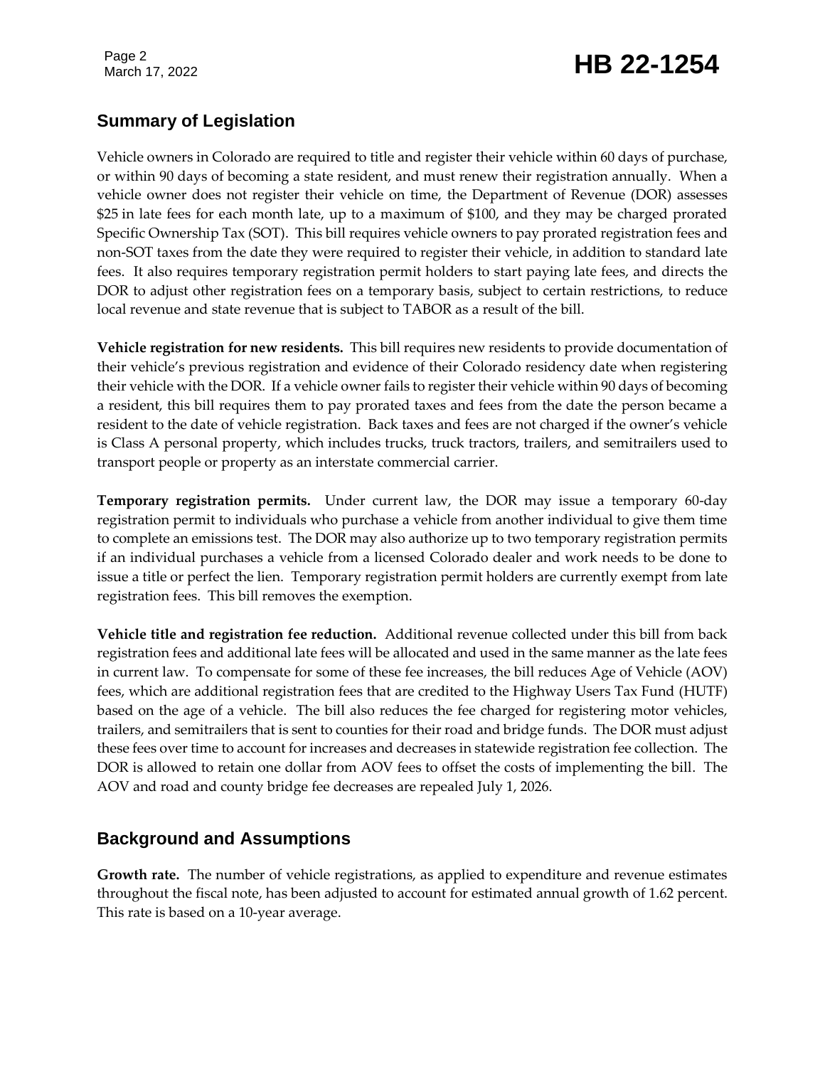## Summary of Legislation

Vehicle owners in Colorado are required to title and register their vehicle within 60 days of purchase, or within 90 days of becoming a state resident, and must renew their registration annually. When a vehicle owner does not register their vehicle on time, the Department of Revenue (DOR) assesses $25 in late fees for each month late, up to a maximum of $100, and they may be charged prorated Specific Ownership Tax (SOT). This bill requires vehicle owners to pay prorated registration fees and non-SOT taxes from the date they were required to register their vehicle, in addition to standard late fees. It also requires temporary registration permit holders to start paying late fees, and directs the DOR to adjust other registration fees on a temporary basis, subject to certain restrictions, to reduce local revenue and state revenue that is subject to TABOR as a result of the bill.

**Vehicle registration for new residents.** This bill requires new residents to provide documentation of their vehicle's previous registration and evidence of their Colorado residency date when registering their vehicle with the DOR. If a vehicle owner fails to register their vehicle within 90 days of becoming a resident, this bill requires them to pay prorated taxes and fees from the date the person became a resident to the date of vehicle registration. Back taxes and fees are not charged if the owner's vehicle is Class A personal property, which includes trucks, truck tractors, trailers, and semitrailers used to transport people or property as an interstate commercial carrier.

**Temporary registration permits.** Under current law, the DOR may issue a temporary 60-day registration permit to individuals who purchase a vehicle from another individual to give them time to complete an emissions test. The DOR may also authorize up to two temporary registration permits if an individual purchases a vehicle from a licensed Colorado dealer and work needs to be done to issue a title or perfect the lien. Temporary registration permit holders are currently exempt from late registration fees. This bill removes the exemption.

**Vehicle title and registration fee reduction.** Additional revenue collected under this bill from back registration fees and additional late fees will be allocated and used in the same manner as the late fees in current law. To compensate for some of these fee increases, the bill reduces Age of Vehicle (AOV) fees, which are additional registration fees that are credited to the Highway Users Tax Fund (HUTF) based on the age of a vehicle. The bill also reduces the fee charged for registering motor vehicles, trailers, and semitrailers that is sent to counties for their road and bridge funds. The DOR must adjust these fees over time to account for increases and decreases in statewide registration fee collection. The DOR is allowed to retain one dollar from AOV fees to offset the costs of implementing the bill. The AOV and road and county bridge fee decreases are repealed July 1, 2026.

## Background and Assumptions

**Growth rate.** The number of vehicle registrations, as applied to expenditure and revenue estimates throughout the fiscal note, has been adjusted to account for estimated annual growth of 1.62 percent. This rate is based on a 10-year average.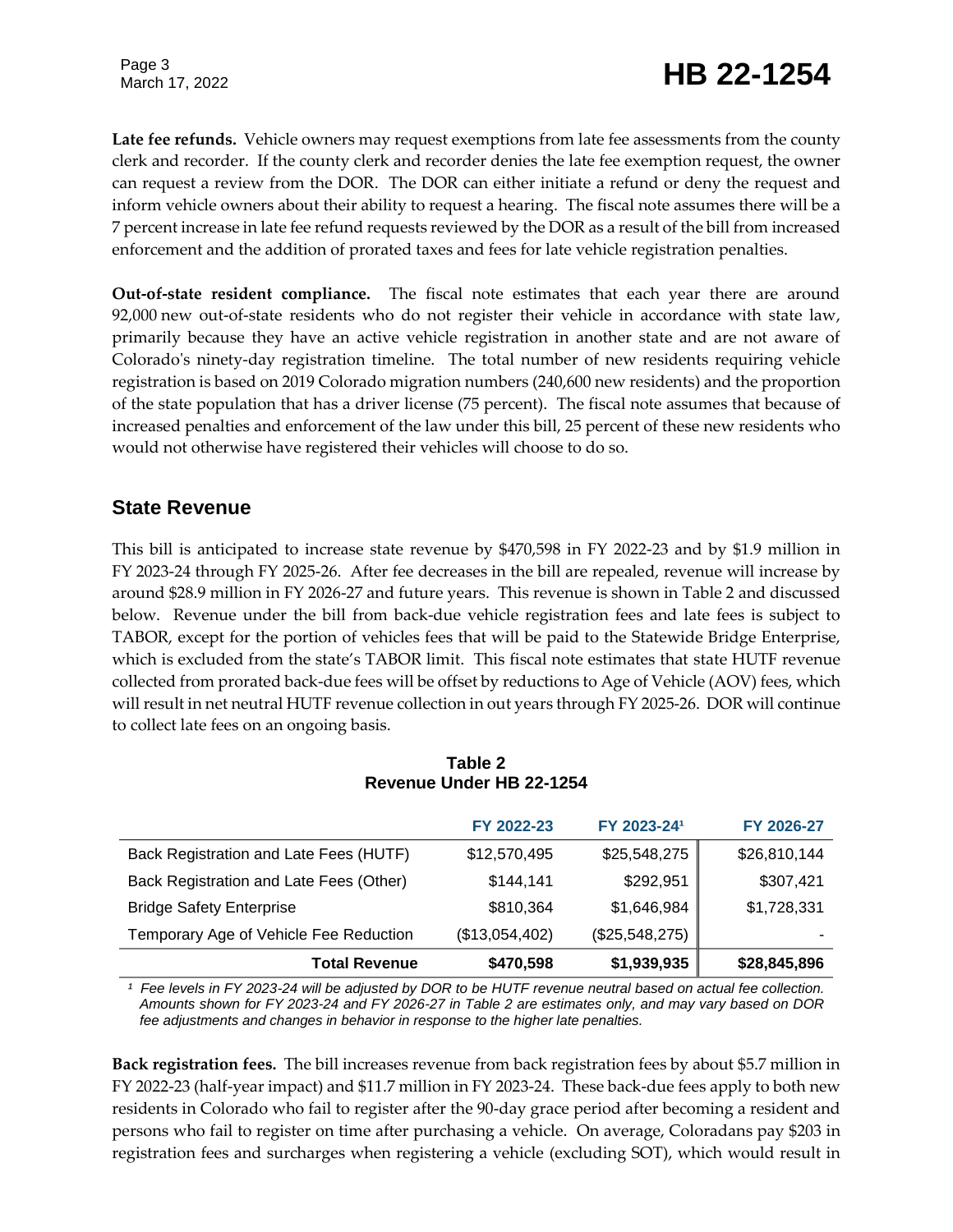**Late fee refunds.** Vehicle owners may request exemptions from late fee assessments from the county clerk and recorder. If the county clerk and recorder denies the late fee exemption request, the owner can request a review from the DOR. The DOR can either initiate a refund or deny the request and inform vehicle owners about their ability to request a hearing. The fiscal note assumes there will be a 7 percent increase in late fee refund requests reviewed by the DOR as a result of the bill from increased enforcement and the addition of prorated taxes and fees for late vehicle registration penalties.

**Out-of-state resident compliance.** The fiscal note estimates that each year there are around 92,000 new out-of-state residents who do not register their vehicle in accordance with state law, primarily because they have an active vehicle registration in another state and are not aware of Colorado's ninety-day registration timeline. The total number of new residents requiring vehicle registration is based on 2019 Colorado migration numbers (240,600 new residents) and the proportion of the state population that has a driver license (75 percent). The fiscal note assumes that because of increased penalties and enforcement of the law under this bill, 25 percent of these new residents who would not otherwise have registered their vehicles will choose to do so.

## State Revenue

This bill is anticipated to increase state revenue by $470,598 in FY 2022-23 and by $1.9 million in FY 2023-24 through FY 2025-26. After fee decreases in the bill are repealed, revenue will increase by around $28.9 million in FY 2026-27 and future years. This revenue is shown in Table 2 and discussed below. Revenue under the bill from back-due vehicle registration fees and late fees is subject to TABOR, except for the portion of vehicles fees that will be paid to the Statewide Bridge Enterprise, which is excluded from the state's TABOR limit. This fiscal note estimates that state HUTF revenue collected from prorated back-due fees will be offset by reductions to Age of Vehicle (AOV) fees, which will result in net neutral HUTF revenue collection in out years through FY 2025-26. DOR will continue to collect late fees on an ongoing basis.

**Table 2**
**Revenue Under HB 22-1254**

| | FY 2022-23 | FY 2023-24[1] | FY 2026-27 |
|---|---|---|---|
| Back Registration and Late Fees (HUTF) | $12,570,495 | $25,548,275 | $26,810,144 |
| Back Registration and Late Fees (Other) | $144,141 | $292,951 | $307,421 |
| Bridge Safety Enterprise | $810,364 | $1,646,984 | $1,728,331 |
| Temporary Age of Vehicle Fee Reduction | ($13,054,402) | ($25,548,275) | - |
| **Total Revenue** | **$470,598** | **$1,939,935** | **$28,845,896** |

*[1] Fee levels in FY 2023-24 will be adjusted by DOR to be HUTF revenue neutral based on actual fee collection. Amounts shown for FY 2023-24 and FY 2026-27 in Table 2 are estimates only, and may vary based on DOR fee adjustments and changes in behavior in response to the higher late penalties.*

**Back registration fees.** The bill increases revenue from back registration fees by about $5.7 million in FY 2022-23 (half-year impact) and $11.7 million in FY 2023-24. These back-due fees apply to both new residents in Colorado who fail to register after the 90-day grace period after becoming a resident and persons who fail to register on time after purchasing a vehicle. On average, Coloradans pay $203 in registration fees and surcharges when registering a vehicle (excluding SOT), which would result in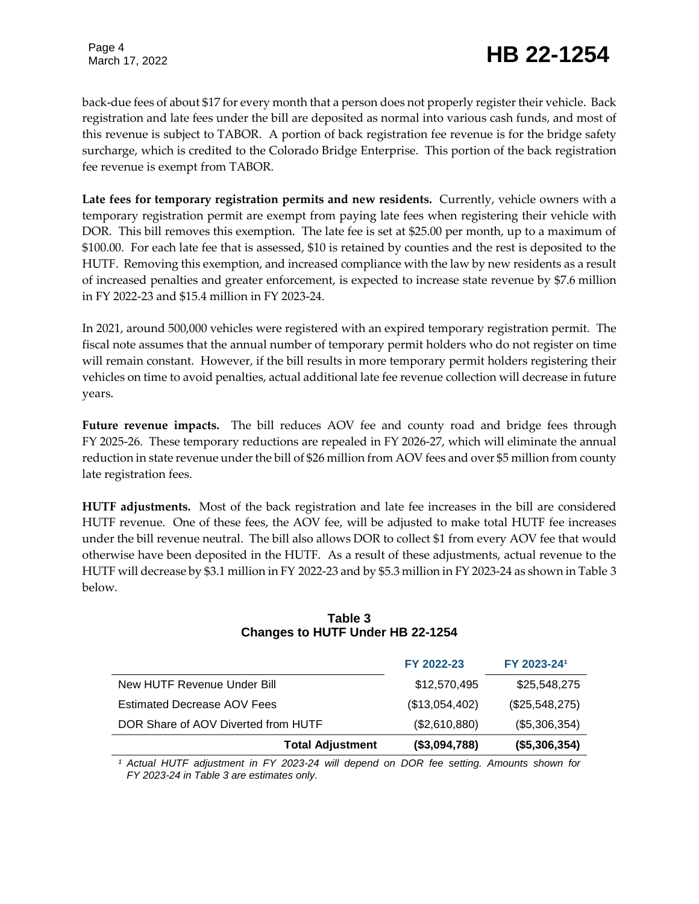back-due fees of about $17 for every month that a person does not properly register their vehicle. Back registration and late fees under the bill are deposited as normal into various cash funds, and most of this revenue is subject to TABOR. A portion of back registration fee revenue is for the bridge safety surcharge, which is credited to the Colorado Bridge Enterprise. This portion of the back registration fee revenue is exempt from TABOR.

**Late fees for temporary registration permits and new residents.** Currently, vehicle owners with a temporary registration permit are exempt from paying late fees when registering their vehicle with DOR. This bill removes this exemption. The late fee is set at $25.00 per month, up to a maximum of $100.00. For each late fee that is assessed, $10 is retained by counties and the rest is deposited to the HUTF. Removing this exemption, and increased compliance with the law by new residents as a result of increased penalties and greater enforcement, is expected to increase state revenue by $7.6 million in FY 2022-23 and $15.4 million in FY 2023-24.

In 2021, around 500,000 vehicles were registered with an expired temporary registration permit. The fiscal note assumes that the annual number of temporary permit holders who do not register on time will remain constant. However, if the bill results in more temporary permit holders registering their vehicles on time to avoid penalties, actual additional late fee revenue collection will decrease in future years.

**Future revenue impacts.** The bill reduces AOV fee and county road and bridge fees through FY 2025-26. These temporary reductions are repealed in FY 2026-27, which will eliminate the annual reduction in state revenue under the bill of $26 million from AOV fees and over $5 million from county late registration fees.

**HUTF adjustments.** Most of the back registration and late fee increases in the bill are considered HUTF revenue. One of these fees, the AOV fee, will be adjusted to make total HUTF fee increases under the bill revenue neutral. The bill also allows DOR to collect $1 from every AOV fee that would otherwise have been deposited in the HUTF. As a result of these adjustments, actual revenue to the HUTF will decrease by $3.1 million in FY 2022-23 and by $5.3 million in FY 2023-24 as shown in Table 3 below.

**Table 3**
**Changes to HUTF Under HB 22-1254**

| | FY 2022-23 | FY 2023-24[1] |
|---|---|---|
| New HUTF Revenue Under Bill | $12,570,495 | $25,548,275 |
| Estimated Decrease AOV Fees | ($13,054,402) | ($25,548,275) |
| DOR Share of AOV Diverted from HUTF | ($2,610,880) | ($5,306,354) |
| **Total Adjustment** | **($3,094,788)** | **($5,306,354)** |

*[1] Actual HUTF adjustment in FY 2023-24 will depend on DOR fee setting. Amounts shown for FY 2023-24 in Table 3 are estimates only.*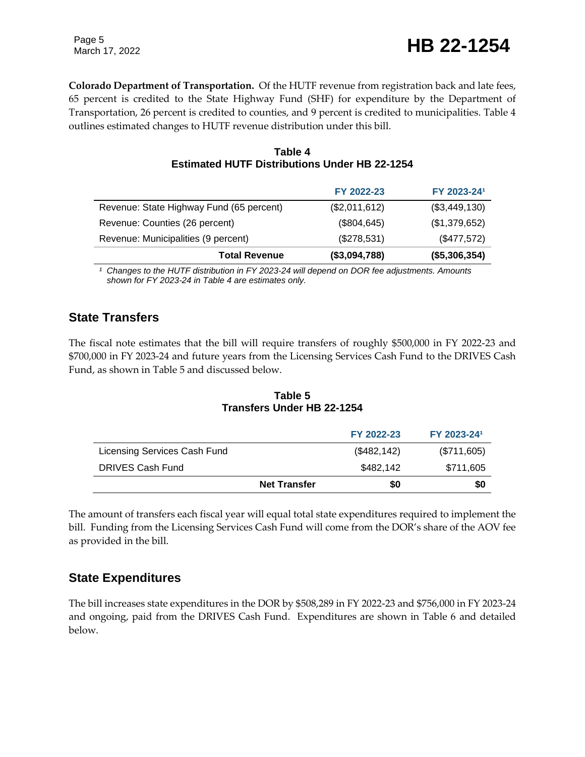**Colorado Department of Transportation.** Of the HUTF revenue from registration back and late fees, 65 percent is credited to the State Highway Fund (SHF) for expenditure by the Department of Transportation, 26 percent is credited to counties, and 9 percent is credited to municipalities. Table 4 outlines estimated changes to HUTF revenue distribution under this bill.

**Table 4**
**Estimated HUTF Distributions Under HB 22-1254**

| | FY 2022-23 | FY 2023-24[1] |
|---|---|---|
| Revenue: State Highway Fund (65 percent) | ($2,011,612) | ($3,449,130) |
| Revenue: Counties (26 percent) | ($804,645) | ($1,379,652) |
| Revenue: Municipalities (9 percent) | ($278,531) | ($477,572) |
| **Total Revenue** | **($3,094,788)** | **($5,306,354)** |

*[1] Changes to the HUTF distribution in FY 2023-24 will depend on DOR fee adjustments. Amounts shown for FY 2023-24 in Table 4 are estimates only.*

## State Transfers

The fiscal note estimates that the bill will require transfers of roughly $500,000 in FY 2022-23 and $700,000 in FY 2023-24 and future years from the Licensing Services Cash Fund to the DRIVES Cash Fund, as shown in Table 5 and discussed below.

**Table 5**
**Transfers Under HB 22-1254**

| | FY 2022-23 | FY 2023-24[1] |
|---|---|---|
| Licensing Services Cash Fund | ($482,142) | ($711,605) |
| DRIVES Cash Fund | $482,142 | $711,605 |
| **Net Transfer** | **$0** | **$0** |

The amount of transfers each fiscal year will equal total state expenditures required to implement the bill. Funding from the Licensing Services Cash Fund will come from the DOR's share of the AOV fee as provided in the bill.

## State Expenditures

The bill increases state expenditures in the DOR by $508,289 in FY 2022-23 and $756,000 in FY 2023-24 and ongoing, paid from the DRIVES Cash Fund. Expenditures are shown in Table 6 and detailed below.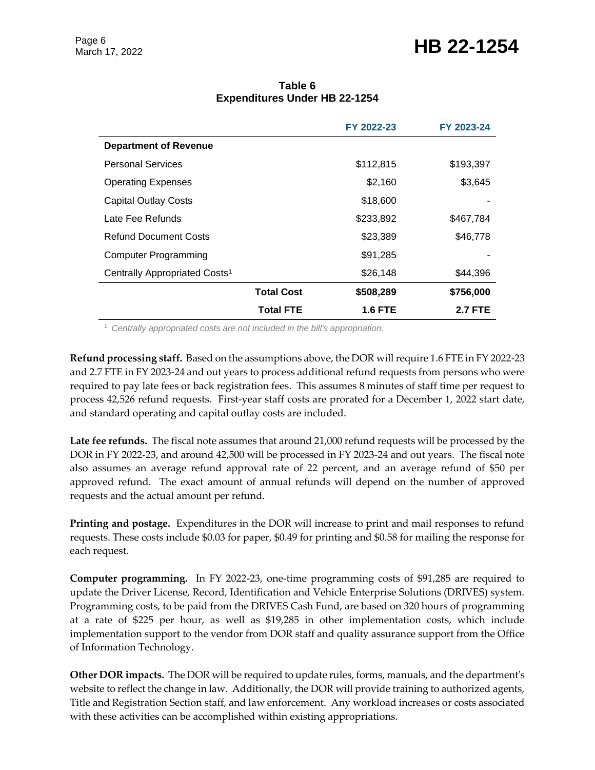**Table 6**
**Expenditures Under HB 22-1254**

| | FY 2022-23 | FY 2023-24 |
|---|---|---|
| **Department of Revenue** | | |
| Personal Services | $112,815 | $193,397 |
| Operating Expenses | $2,160 | $3,645 |
| Capital Outlay Costs | $18,600 | - |
| Late Fee Refunds | $233,892 | $467,784 |
| Refund Document Costs | $23,389 | $46,778 |
| Computer Programming | $91,285 | - |
| Centrally Appropriated Costs[1] | $26,148 | $44,396 |
| **Total Cost** | **$508,289** | **$756,000** |
| **Total FTE** | **1.6 FTE** | **2.7 FTE** |

[1] *Centrally appropriated costs are not included in the bill's appropriation.*

**Refund processing staff.** Based on the assumptions above, the DOR will require 1.6 FTE in FY 2022-23 and 2.7 FTE in FY 2023-24 and out years to process additional refund requests from persons who were required to pay late fees or back registration fees. This assumes 8 minutes of staff time per request to process 42,526 refund requests. First-year staff costs are prorated for a December 1, 2022 start date, and standard operating and capital outlay costs are included.

**Late fee refunds.** The fiscal note assumes that around 21,000 refund requests will be processed by the DOR in FY 2022-23, and around 42,500 will be processed in FY 2023-24 and out years. The fiscal note also assumes an average refund approval rate of 22 percent, and an average refund of $50 per approved refund. The exact amount of annual refunds will depend on the number of approved requests and the actual amount per refund.

**Printing and postage.** Expenditures in the DOR will increase to print and mail responses to refund requests. These costs include $0.03 for paper, $0.49 for printing and $0.58 for mailing the response for each request.

**Computer programming.** In FY 2022-23, one-time programming costs of $91,285 are required to update the Driver License, Record, Identification and Vehicle Enterprise Solutions (DRIVES) system. Programming costs, to be paid from the DRIVES Cash Fund, are based on 320 hours of programming at a rate of $225 per hour, as well as $19,285 in other implementation costs, which include implementation support to the vendor from DOR staff and quality assurance support from the Office of Information Technology.

**Other DOR impacts.** The DOR will be required to update rules, forms, manuals, and the department's website to reflect the change in law. Additionally, the DOR will provide training to authorized agents, Title and Registration Section staff, and law enforcement. Any workload increases or costs associated with these activities can be accomplished within existing appropriations.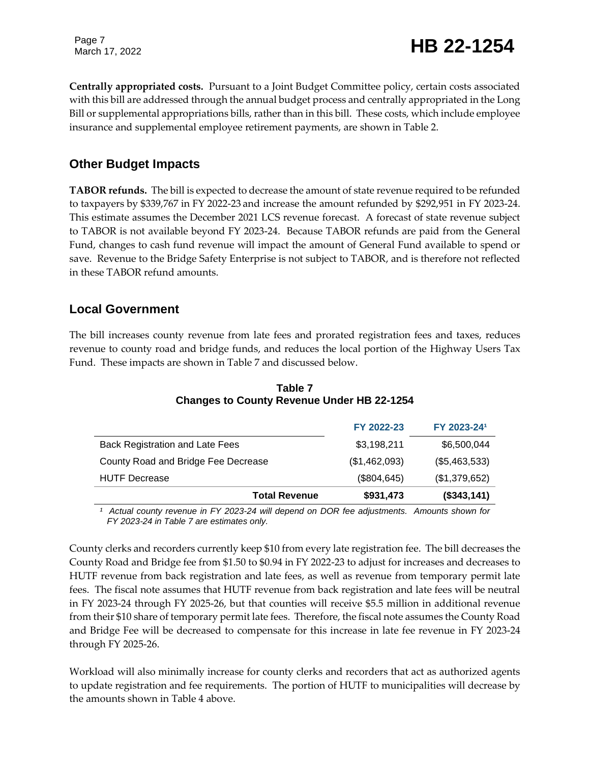**Centrally appropriated costs.** Pursuant to a Joint Budget Committee policy, certain costs associated with this bill are addressed through the annual budget process and centrally appropriated in the Long Bill or supplemental appropriations bills, rather than in this bill. These costs, which include employee insurance and supplemental employee retirement payments, are shown in Table 2.

## Other Budget Impacts

**TABOR refunds.** The bill is expected to decrease the amount of state revenue required to be refunded to taxpayers by $339,767 in FY 2022-23 and increase the amount refunded by $292,951 in FY 2023-24. This estimate assumes the December 2021 LCS revenue forecast. A forecast of state revenue subject to TABOR is not available beyond FY 2023-24. Because TABOR refunds are paid from the General Fund, changes to cash fund revenue will impact the amount of General Fund available to spend or save. Revenue to the Bridge Safety Enterprise is not subject to TABOR, and is therefore not reflected in these TABOR refund amounts.

## Local Government

The bill increases county revenue from late fees and prorated registration fees and taxes, reduces revenue to county road and bridge funds, and reduces the local portion of the Highway Users Tax Fund. These impacts are shown in Table 7 and discussed below.

**Table 7**
**Changes to County Revenue Under HB 22-1254**

| | FY 2022-23 | FY 2023-24[1] |
|---|---|---|
| Back Registration and Late Fees | $3,198,211 | $6,500,044 |
| County Road and Bridge Fee Decrease | ($1,462,093) | ($5,463,533) |
| HUTF Decrease | ($804,645) | ($1,379,652) |
| **Total Revenue** | **$931,473** | **($343,141)** |

[1] *Actual county revenue in FY 2023-24 will depend on DOR fee adjustments. Amounts shown for FY 2023-24 in Table 7 are estimates only.*

County clerks and recorders currently keep $10 from every late registration fee. The bill decreases the County Road and Bridge fee from $1.50 to $0.94 in FY 2022-23 to adjust for increases and decreases to HUTF revenue from back registration and late fees, as well as revenue from temporary permit late fees. The fiscal note assumes that HUTF revenue from back registration and late fees will be neutral in FY 2023-24 through FY 2025-26, but that counties will receive $5.5 million in additional revenue from their $10 share of temporary permit late fees. Therefore, the fiscal note assumes the County Road and Bridge Fee will be decreased to compensate for this increase in late fee revenue in FY 2023-24 through FY 2025-26.

Workload will also minimally increase for county clerks and recorders that act as authorized agents to update registration and fee requirements. The portion of HUTF to municipalities will decrease by the amounts shown in Table 4 above.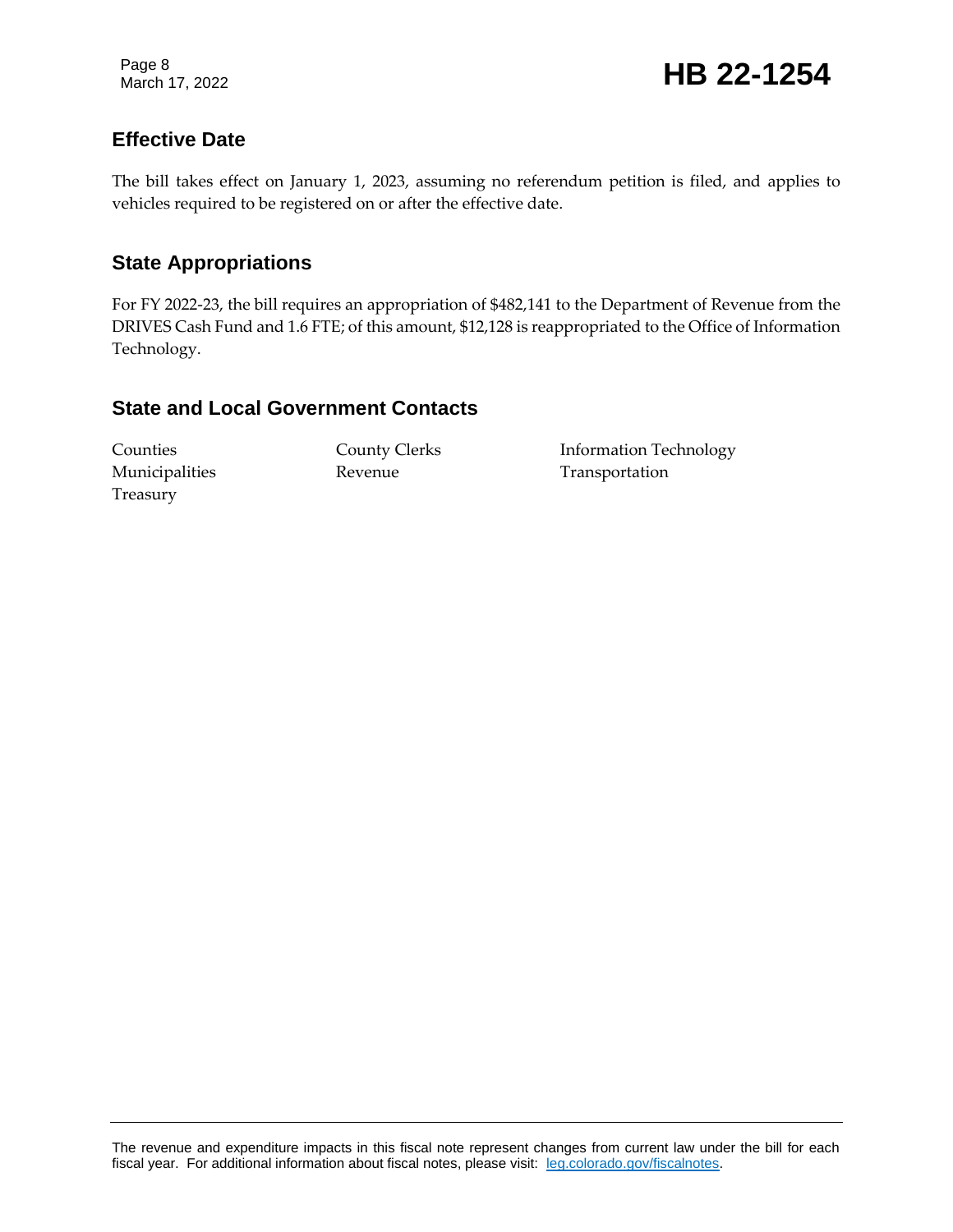## Effective Date

The bill takes effect on January 1, 2023, assuming no referendum petition is filed, and applies to vehicles required to be registered on or after the effective date.

## State Appropriations

For FY 2022-23, the bill requires an appropriation of $482,141 to the Department of Revenue from the DRIVES Cash Fund and 1.6 FTE; of this amount, $12,128 is reappropriated to the Office of Information Technology.

## State and Local Government Contacts

| | | |
|---|---|---|
| Counties | County Clerks | Information Technology |
| Municipalities | Revenue | Transportation |
| Treasury | | |

The revenue and expenditure impacts in this fiscal note represent changes from current law under the bill for each fiscal year. For additional information about fiscal notes, please visit: leg.colorado.gov/fiscalnotes.